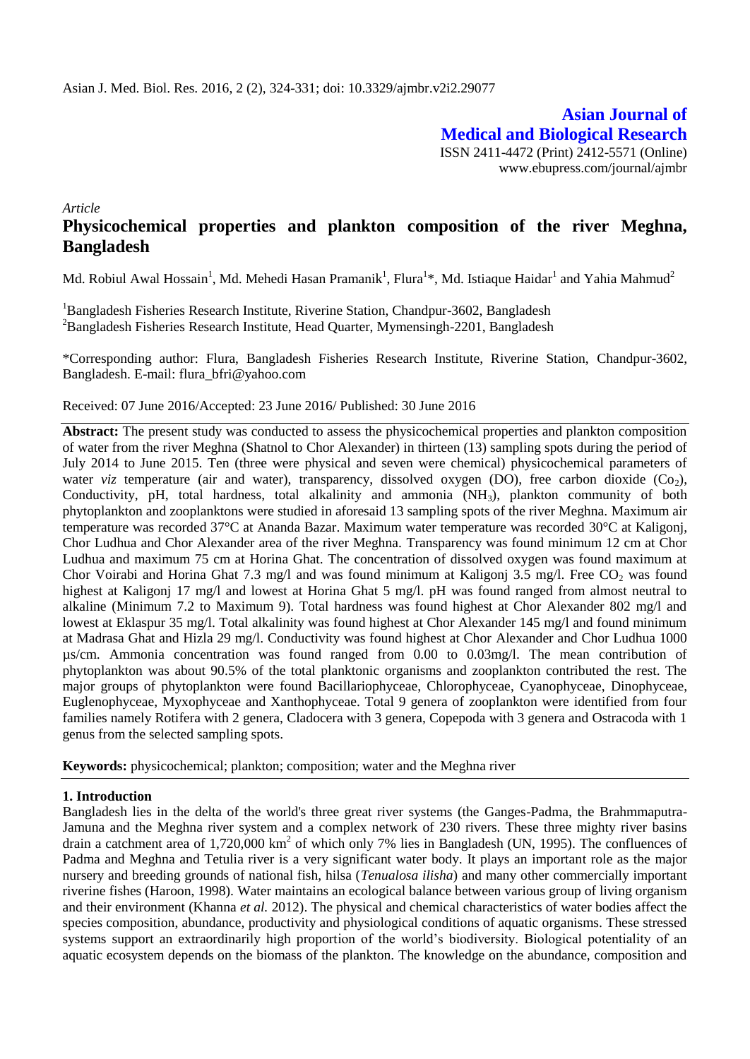Asian J. Med. Biol. Res. 2016, 2 (2), 324-331; doi: 10.3329/ajmbr.v2i2.29077

**Asian Journal of Medical and Biological Research**
ISSN 2411-4472 (Print) 2412-5571 (Online)
www.ebupress.com/journal/ajmbr

*Article*

# Physicochemical properties and plankton composition of the river Meghna, Bangladesh

Md. Robiul Awal Hossain[1], Md. Mehedi Hasan Pramanik[1], Flura[1]*, Md. Istiaque Haidar[1] and Yahia Mahmud[2]

[1]Bangladesh Fisheries Research Institute, Riverine Station, Chandpur-3602, Bangladesh
[2]Bangladesh Fisheries Research Institute, Head Quarter, Mymensingh-2201, Bangladesh

*Corresponding author: Flura, Bangladesh Fisheries Research Institute, Riverine Station, Chandpur-3602, Bangladesh. E-mail: flura_bfri@yahoo.com

Received: 07 June 2016/Accepted: 23 June 2016/ Published: 30 June 2016

**Abstract:** The present study was conducted to assess the physicochemical properties and plankton composition of water from the river Meghna (Shatnol to Chor Alexander) in thirteen (13) sampling spots during the period of July 2014 to June 2015. Ten (three were physical and seven were chemical) physicochemical parameters of water *viz* temperature (air and water), transparency, dissolved oxygen (DO), free carbon dioxide ($Co_2$), Conductivity, pH, total hardness, total alkalinity and ammonia ($NH_3$), plankton community of both phytoplankton and zooplanktons were studied in aforesaid 13 sampling spots of the river Meghna. Maximum air temperature was recorded 37°C at Ananda Bazar. Maximum water temperature was recorded 30°C at Kaligonj, Chor Ludhua and Chor Alexander area of the river Meghna. Transparency was found minimum 12 cm at Chor Ludhua and maximum 75 cm at Horina Ghat. The concentration of dissolved oxygen was found maximum at Chor Voirabi and Horina Ghat 7.3 mg/l and was found minimum at Kaligonj 3.5 mg/l. Free $CO_2$ was found highest at Kaligonj 17 mg/l and lowest at Horina Ghat 5 mg/l. pH was found ranged from almost neutral to alkaline (Minimum 7.2 to Maximum 9). Total hardness was found highest at Chor Alexander 802 mg/l and lowest at Eklaspur 35 mg/l. Total alkalinity was found highest at Chor Alexander 145 mg/l and found minimum at Madrasa Ghat and Hizla 29 mg/l. Conductivity was found highest at Chor Alexander and Chor Ludhua 1000 µs/cm. Ammonia concentration was found ranged from 0.00 to 0.03mg/l. The mean contribution of phytoplankton was about 90.5% of the total planktonic organisms and zooplankton contributed the rest. The major groups of phytoplankton were found Bacillariophyceae, Chlorophyceae, Cyanophyceae, Dinophyceae, Euglenophyceae, Myxophyceae and Xanthophyceae. Total 9 genera of zooplankton were identified from four families namely Rotifera with 2 genera, Cladocera with 3 genera, Copepoda with 3 genera and Ostracoda with 1 genus from the selected sampling spots.

**Keywords:** physicochemical; plankton; composition; water and the Meghna river

## 1. Introduction

Bangladesh lies in the delta of the world's three great river systems (the Ganges-Padma, the Brahmmaputra-Jamuna and the Meghna river system and a complex network of 230 rivers. These three mighty river basins drain a catchment area of 1,720,000 km$^2$ of which only 7% lies in Bangladesh (UN, 1995). The confluences of Padma and Meghna and Tetulia river is a very significant water body. It plays an important role as the major nursery and breeding grounds of national fish, hilsa (*Tenualosa ilisha*) and many other commercially important riverine fishes (Haroon, 1998). Water maintains an ecological balance between various group of living organism and their environment (Khanna *et al.* 2012). The physical and chemical characteristics of water bodies affect the species composition, abundance, productivity and physiological conditions of aquatic organisms. These stressed systems support an extraordinarily high proportion of the world's biodiversity. Biological potentiality of an aquatic ecosystem depends on the biomass of the plankton. The knowledge on the abundance, composition and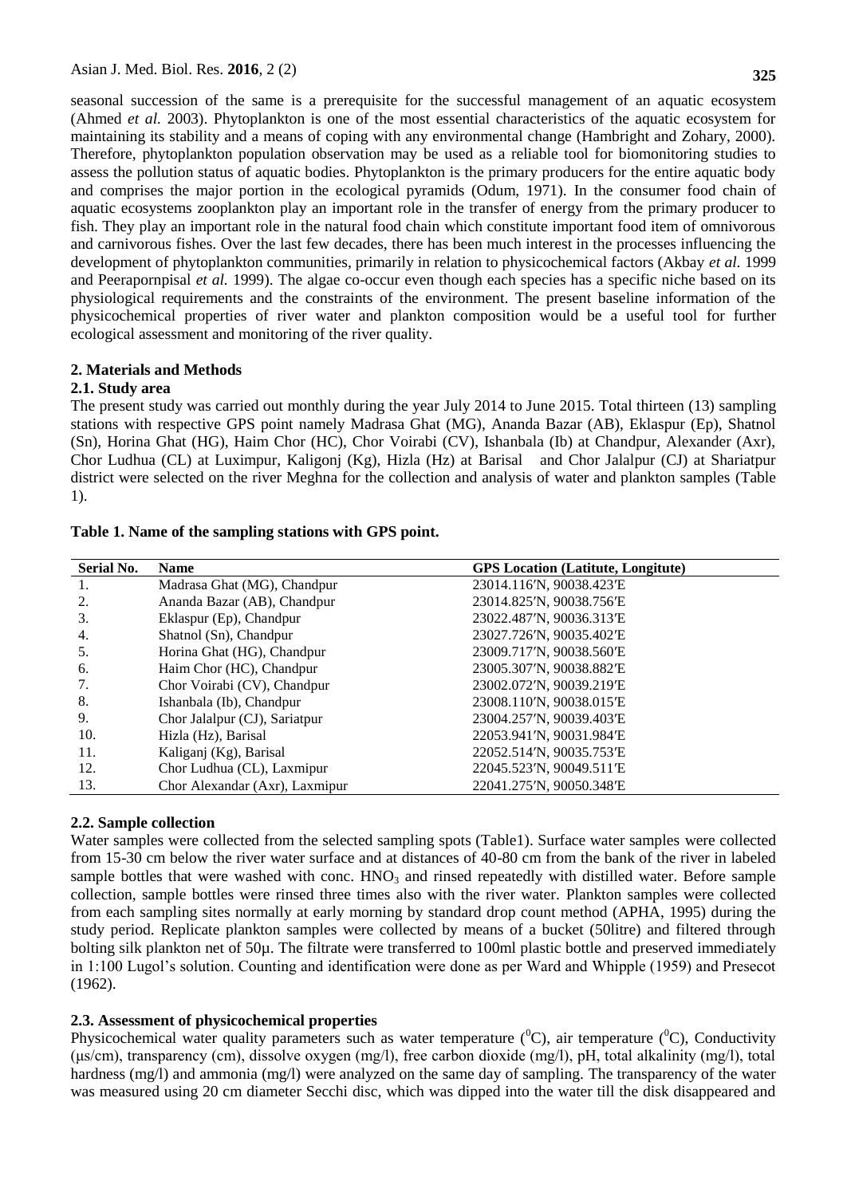seasonal succession of the same is a prerequisite for the successful management of an aquatic ecosystem (Ahmed *et al.* 2003). Phytoplankton is one of the most essential characteristics of the aquatic ecosystem for maintaining its stability and a means of coping with any environmental change (Hambright and Zohary, 2000). Therefore, phytoplankton population observation may be used as a reliable tool for biomonitoring studies to assess the pollution status of aquatic bodies. Phytoplankton is the primary producers for the entire aquatic body and comprises the major portion in the ecological pyramids (Odum, 1971). In the consumer food chain of aquatic ecosystems zooplankton play an important role in the transfer of energy from the primary producer to fish. They play an important role in the natural food chain which constitute important food item of omnivorous and carnivorous fishes. Over the last few decades, there has been much interest in the processes influencing the development of phytoplankton communities, primarily in relation to physicochemical factors (Akbay *et al.* 1999 and Peerapornpisal *et al.* 1999). The algae co-occur even though each species has a specific niche based on its physiological requirements and the constraints of the environment. The present baseline information of the physicochemical properties of river water and plankton composition would be a useful tool for further ecological assessment and monitoring of the river quality.

## 2. Materials and Methods

### 2.1. Study area

The present study was carried out monthly during the year July 2014 to June 2015. Total thirteen (13) sampling stations with respective GPS point namely Madrasa Ghat (MG), Ananda Bazar (AB), Eklaspur (Ep), Shatnol (Sn), Horina Ghat (HG), Haim Chor (HC), Chor Voirabi (CV), Ishanbala (Ib) at Chandpur, Alexander (Axr), Chor Ludhua (CL) at Luximpur, Kaligonj (Kg), Hizla (Hz) at Barisal and Chor Jalalpur (CJ) at Shariatpur district were selected on the river Meghna for the collection and analysis of water and plankton samples (Table 1).

**Table 1. Name of the sampling stations with GPS point.**

| Serial No. | Name | GPS Location (Latitute, Longitute) |
|---|---|---|
| 1. | Madrasa Ghat (MG), Chandpur | 23014.116′N, 90038.423′E |
| 2. | Ananda Bazar (AB), Chandpur | 23014.825′N, 90038.756′E |
| 3. | Eklaspur (Ep), Chandpur | 23022.487′N, 90036.313′E |
| 4. | Shatnol (Sn), Chandpur | 23027.726′N, 90035.402′E |
| 5. | Horina Ghat (HG), Chandpur | 23009.717′N, 90038.560′E |
| 6. | Haim Chor (HC), Chandpur | 23005.307′N, 90038.882′E |
| 7. | Chor Voirabi (CV), Chandpur | 23002.072′N, 90039.219′E |
| 8. | Ishanbala (Ib), Chandpur | 23008.110′N, 90038.015′E |
| 9. | Chor Jalalpur (CJ), Sariatpur | 23004.257′N, 90039.403′E |
| 10. | Hizla (Hz), Barisal | 22053.941′N, 90031.984′E |
| 11. | Kaliganj (Kg), Barisal | 22052.514′N, 90035.753′E |
| 12. | Chor Ludhua (CL), Laxmipur | 22045.523′N, 90049.511′E |
| 13. | Chor Alexandar (Axr), Laxmipur | 22041.275′N, 90050.348′E |

### 2.2. Sample collection

Water samples were collected from the selected sampling spots (Table1). Surface water samples were collected from 15-30 cm below the river water surface and at distances of 40-80 cm from the bank of the river in labeled sample bottles that were washed with conc. $HNO_3$ and rinsed repeatedly with distilled water. Before sample collection, sample bottles were rinsed three times also with the river water. Plankton samples were collected from each sampling sites normally at early morning by standard drop count method (APHA, 1995) during the study period. Replicate plankton samples were collected by means of a bucket (50litre) and filtered through bolting silk plankton net of 50µ. The filtrate were transferred to 100ml plastic bottle and preserved immediately in 1:100 Lugol's solution. Counting and identification were done as per Ward and Whipple (1959) and Presecot (1962).

### 2.3. Assessment of physicochemical properties

Physicochemical water quality parameters such as water temperature ($^0$C), air temperature ($^0$C), Conductivity (µs/cm), transparency (cm), dissolve oxygen (mg/l), free carbon dioxide (mg/l), pH, total alkalinity (mg/l), total hardness (mg/l) and ammonia (mg/l) were analyzed on the same day of sampling. The transparency of the water was measured using 20 cm diameter Secchi disc, which was dipped into the water till the disk disappeared and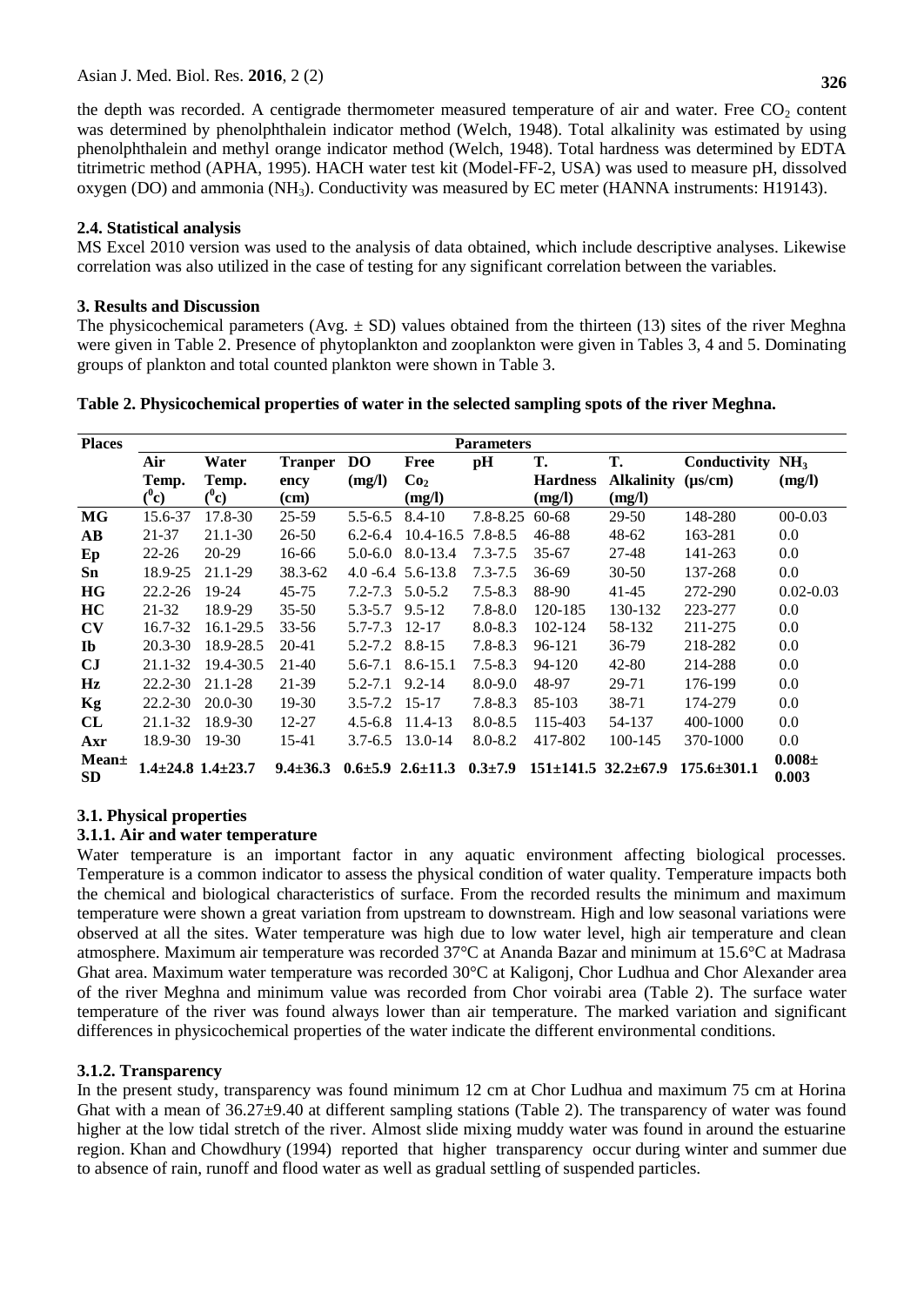the depth was recorded. A centigrade thermometer measured temperature of air and water. Free $CO_2$ content was determined by phenolphthalein indicator method (Welch, 1948). Total alkalinity was estimated by using phenolphthalein and methyl orange indicator method (Welch, 1948). Total hardness was determined by EDTA titrimetric method (APHA, 1995). HACH water test kit (Model-FF-2, USA) was used to measure pH, dissolved oxygen (DO) and ammonia ($NH_3$). Conductivity was measured by EC meter (HANNA instruments: H19143).

### 2.4. Statistical analysis

MS Excel 2010 version was used to the analysis of data obtained, which include descriptive analyses. Likewise correlation was also utilized in the case of testing for any significant correlation between the variables.

## 3. Results and Discussion

The physicochemical parameters (Avg. ± SD) values obtained from the thirteen (13) sites of the river Meghna were given in Table 2. Presence of phytoplankton and zooplankton were given in Tables 3, 4 and 5. Dominating groups of plankton and total counted plankton were shown in Table 3.

**Table 2. Physicochemical properties of water in the selected sampling spots of the river Meghna.**

| Places | Parameters | | | | | | | | | |
|---|---|---|---|---|---|---|---|---|---|---|
| | Air Temp. ($^0$c) | Water Temp. ($^0$c) | Tranperency (cm) | DO (mg/l) | Free $Co_2$ (mg/l) | pH | T. Hardness (mg/l) | T. Alkalinity (mg/l) | Conductivity (µs/cm) | $NH_3$ (mg/l) |
| **MG** | 15.6-37 | 17.8-30 | 25-59 | 5.5-6.5 | 8.4-10 | 7.8-8.25 | 60-68 | 29-50 | 148-280 | 00-0.03 |
| **AB** | 21-37 | 21.1-30 | 26-50 | 6.2-6.4 | 10.4-16.5 | 7.8-8.5 | 46-88 | 48-62 | 163-281 | 0.0 |
| **Ep** | 22-26 | 20-29 | 16-66 | 5.0-6.0 | 8.0-13.4 | 7.3-7.5 | 35-67 | 27-48 | 141-263 | 0.0 |
| **Sn** | 18.9-25 | 21.1-29 | 38.3-62 | 4.0 -6.4 | 5.6-13.8 | 7.3-7.5 | 36-69 | 30-50 | 137-268 | 0.0 |
| **HG** | 22.2-26 | 19-24 | 45-75 | 7.2-7.3 | 5.0-5.2 | 7.5-8.3 | 88-90 | 41-45 | 272-290 | 0.02-0.03 |
| **HC** | 21-32 | 18.9-29 | 35-50 | 5.3-5.7 | 9.5-12 | 7.8-8.0 | 120-185 | 130-132 | 223-277 | 0.0 |
| **CV** | 16.7-32 | 16.1-29.5 | 33-56 | 5.7-7.3 | 12-17 | 8.0-8.3 | 102-124 | 58-132 | 211-275 | 0.0 |
| **Ib** | 20.3-30 | 18.9-28.5 | 20-41 | 5.2-7.2 | 8.8-15 | 7.8-8.3 | 96-121 | 36-79 | 218-282 | 0.0 |
| **CJ** | 21.1-32 | 19.4-30.5 | 21-40 | 5.6-7.1 | 8.6-15.1 | 7.5-8.3 | 94-120 | 42-80 | 214-288 | 0.0 |
| **Hz** | 22.2-30 | 21.1-28 | 21-39 | 5.2-7.1 | 9.2-14 | 8.0-9.0 | 48-97 | 29-71 | 176-199 | 0.0 |
| **Kg** | 22.2-30 | 20.0-30 | 19-30 | 3.5-7.2 | 15-17 | 7.8-8.3 | 85-103 | 38-71 | 174-279 | 0.0 |
| **CL** | 21.1-32 | 18.9-30 | 12-27 | 4.5-6.8 | 11.4-13 | 8.0-8.5 | 115-403 | 54-137 | 400-1000 | 0.0 |
| **Axr** | 18.9-30 | 19-30 | 15-41 | 3.7-6.5 | 13.0-14 | 8.0-8.2 | 417-802 | 100-145 | 370-1000 | 0.0 |
| **Mean± SD** | **1.4±24.8** | **1.4±23.7** | **9.4±36.3** | **0.6±5.9** | **2.6±11.3** | **0.3±7.9** | **151±141.5** | **32.2±67.9** | **175.6±301.1** | **0.008± 0.003** |

### 3.1. Physical properties

### 3.1.1. Air and water temperature

Water temperature is an important factor in any aquatic environment affecting biological processes. Temperature is a common indicator to assess the physical condition of water quality. Temperature impacts both the chemical and biological characteristics of surface. From the recorded results the minimum and maximum temperature were shown a great variation from upstream to downstream. High and low seasonal variations were observed at all the sites. Water temperature was high due to low water level, high air temperature and clean atmosphere. Maximum air temperature was recorded 37°C at Ananda Bazar and minimum at 15.6°C at Madrasa Ghat area. Maximum water temperature was recorded 30°C at Kaligonj, Chor Ludhua and Chor Alexander area of the river Meghna and minimum value was recorded from Chor voirabi area (Table 2). The surface water temperature of the river was found always lower than air temperature. The marked variation and significant differences in physicochemical properties of the water indicate the different environmental conditions.

### 3.1.2. Transparency

In the present study, transparency was found minimum 12 cm at Chor Ludhua and maximum 75 cm at Horina Ghat with a mean of 36.27±9.40 at different sampling stations (Table 2). The transparency of water was found higher at the low tidal stretch of the river. Almost slide mixing muddy water was found in around the estuarine region. Khan and Chowdhury (1994) reported that higher transparency occur during winter and summer due to absence of rain, runoff and flood water as well as gradual settling of suspended particles.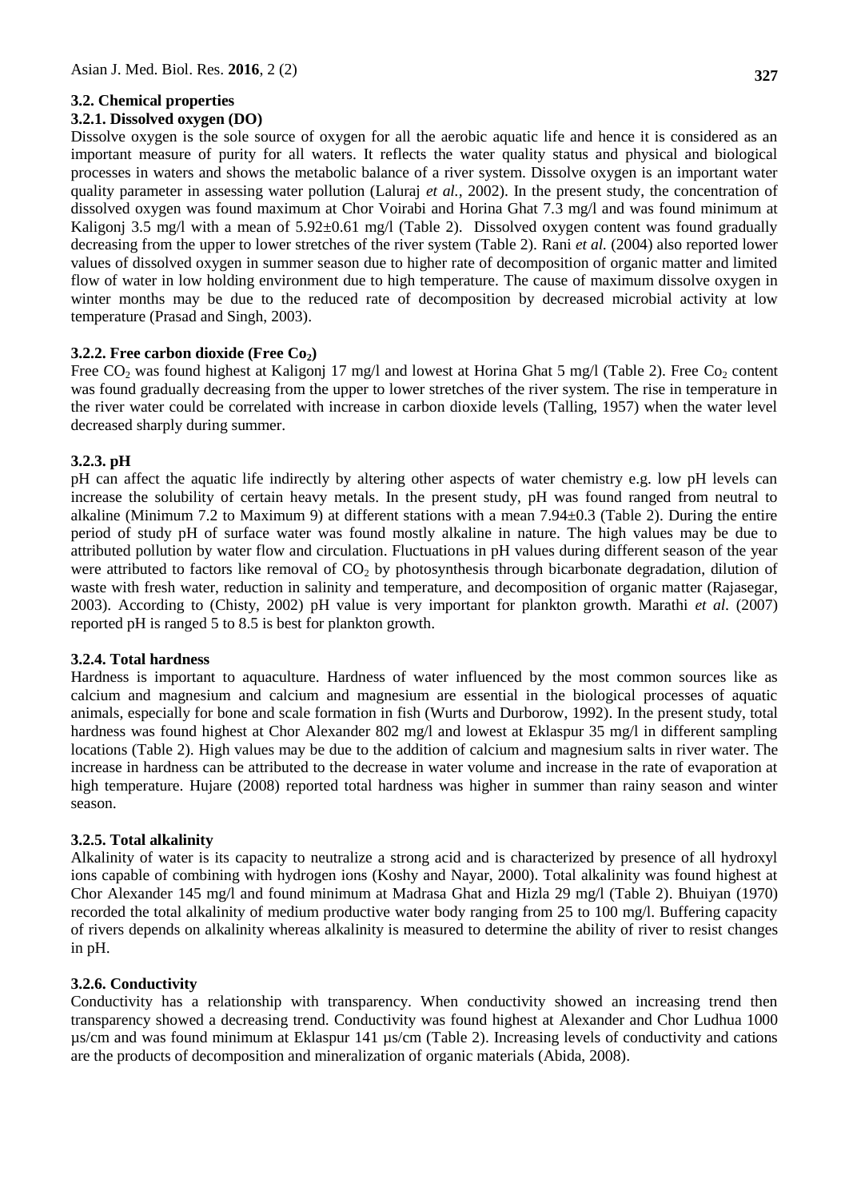### 3.2. Chemical properties

#### 3.2.1. Dissolved oxygen (DO)

Dissolve oxygen is the sole source of oxygen for all the aerobic aquatic life and hence it is considered as an important measure of purity for all waters. It reflects the water quality status and physical and biological processes in waters and shows the metabolic balance of a river system. Dissolve oxygen is an important water quality parameter in assessing water pollution (Laluraj *et al.*, 2002). In the present study, the concentration of dissolved oxygen was found maximum at Chor Voirabi and Horina Ghat 7.3 mg/l and was found minimum at Kaligonj 3.5 mg/l with a mean of 5.92±0.61 mg/l (Table 2). Dissolved oxygen content was found gradually decreasing from the upper to lower stretches of the river system (Table 2). Rani *et al.* (2004) also reported lower values of dissolved oxygen in summer season due to higher rate of decomposition of organic matter and limited flow of water in low holding environment due to high temperature. The cause of maximum dissolve oxygen in winter months may be due to the reduced rate of decomposition by decreased microbial activity at low temperature (Prasad and Singh, 2003).

#### 3.2.2. Free carbon dioxide (Free $Co_2$)

Free $CO_2$ was found highest at Kaligonj 17 mg/l and lowest at Horina Ghat 5 mg/l (Table 2). Free $Co_2$ content was found gradually decreasing from the upper to lower stretches of the river system. The rise in temperature in the river water could be correlated with increase in carbon dioxide levels (Talling, 1957) when the water level decreased sharply during summer.

#### 3.2.3. pH

pH can affect the aquatic life indirectly by altering other aspects of water chemistry e.g. low pH levels can increase the solubility of certain heavy metals. In the present study, pH was found ranged from neutral to alkaline (Minimum 7.2 to Maximum 9) at different stations with a mean 7.94±0.3 (Table 2). During the entire period of study pH of surface water was found mostly alkaline in nature. The high values may be due to attributed pollution by water flow and circulation. Fluctuations in pH values during different season of the year were attributed to factors like removal of $CO_2$ by photosynthesis through bicarbonate degradation, dilution of waste with fresh water, reduction in salinity and temperature, and decomposition of organic matter (Rajasegar, 2003). According to (Chisty, 2002) pH value is very important for plankton growth. Marathi *et al.* (2007) reported pH is ranged 5 to 8.5 is best for plankton growth.

#### 3.2.4. Total hardness

Hardness is important to aquaculture. Hardness of water influenced by the most common sources like as calcium and magnesium and calcium and magnesium are essential in the biological processes of aquatic animals, especially for bone and scale formation in fish (Wurts and Durborow, 1992). In the present study, total hardness was found highest at Chor Alexander 802 mg/l and lowest at Eklaspur 35 mg/l in different sampling locations (Table 2). High values may be due to the addition of calcium and magnesium salts in river water. The increase in hardness can be attributed to the decrease in water volume and increase in the rate of evaporation at high temperature. Hujare (2008) reported total hardness was higher in summer than rainy season and winter season.

#### 3.2.5. Total alkalinity

Alkalinity of water is its capacity to neutralize a strong acid and is characterized by presence of all hydroxyl ions capable of combining with hydrogen ions (Koshy and Nayar, 2000). Total alkalinity was found highest at Chor Alexander 145 mg/l and found minimum at Madrasa Ghat and Hizla 29 mg/l (Table 2). Bhuiyan (1970) recorded the total alkalinity of medium productive water body ranging from 25 to 100 mg/l. Buffering capacity of rivers depends on alkalinity whereas alkalinity is measured to determine the ability of river to resist changes in pH.

#### 3.2.6. Conductivity

Conductivity has a relationship with transparency. When conductivity showed an increasing trend then transparency showed a decreasing trend. Conductivity was found highest at Alexander and Chor Ludhua 1000 µs/cm and was found minimum at Eklaspur 141 µs/cm (Table 2). Increasing levels of conductivity and cations are the products of decomposition and mineralization of organic materials (Abida, 2008).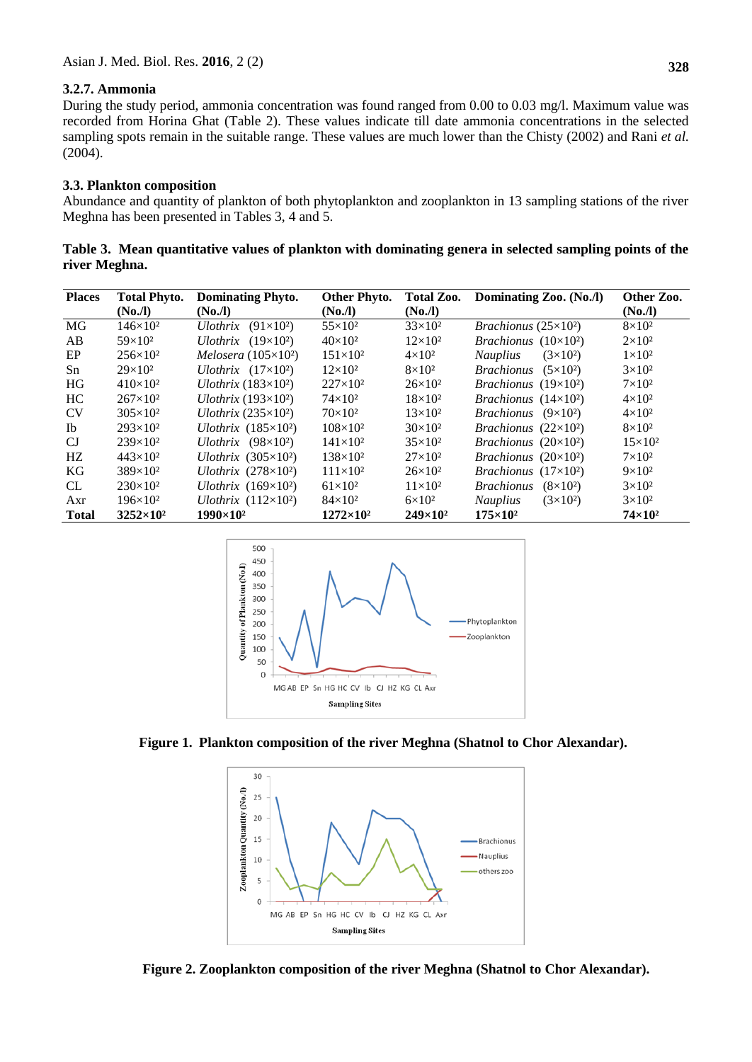### 3.2.7. Ammonia

During the study period, ammonia concentration was found ranged from 0.00 to 0.03 mg/l. Maximum value was recorded from Horina Ghat (Table 2). These values indicate till date ammonia concentrations in the selected sampling spots remain in the suitable range. These values are much lower than the Chisty (2002) and Rani *et al.* (2004).

### 3.3. Plankton composition

Abundance and quantity of plankton of both phytoplankton and zooplankton in 13 sampling stations of the river Meghna has been presented in Tables 3, 4 and 5.

**Table 3. Mean quantitative values of plankton with dominating genera in selected sampling points of the river Meghna.**

| Places | Total Phyto. (No./l) | Dominating Phyto. (No./l) | Other Phyto. (No./l) | Total Zoo. (No./l) | Dominating Zoo. (No./l) | Other Zoo. (No./l) |
|---|---|---|---|---|---|---|
| MG | $146\times10^2$ | *Ulothrix* ($91\times10^2$) | $55\times10^2$ | $33\times10^2$ | *Brachionus* ($25\times10^2$) | $8\times10^2$ |
| AB | $59\times10^2$ | *Ulothrix* ($19\times10^2$) | $40\times10^2$ | $12\times10^2$ | *Brachionus* ($10\times10^2$) | $2\times10^2$ |
| EP | $256\times10^2$ | *Melosera* ($105\times10^2$) | $151\times10^2$ | $4\times10^2$ | *Nauplius* ($3\times10^2$) | $1\times10^2$ |
| Sn | $29\times10^2$ | *Ulothrix* ($17\times10^2$) | $12\times10^2$ | $8\times10^2$ | *Brachionus* ($5\times10^2$) | $3\times10^2$ |
| HG | $410\times10^2$ | *Ulothrix* ($183\times10^2$) | $227\times10^2$ | $26\times10^2$ | *Brachionus* ($19\times10^2$) | $7\times10^2$ |
| HC | $267\times10^2$ | *Ulothrix* ($193\times10^2$) | $74\times10^2$ | $18\times10^2$ | *Brachionus* ($14\times10^2$) | $4\times10^2$ |
| CV | $305\times10^2$ | *Ulothrix* ($235\times10^2$) | $70\times10^2$ | $13\times10^2$ | *Brachionus* ($9\times10^2$) | $4\times10^2$ |
| Ib | $293\times10^2$ | *Ulothrix* ($185\times10^2$) | $108\times10^2$ | $30\times10^2$ | *Brachionus* ($22\times10^2$) | $8\times10^2$ |
| CJ | $239\times10^2$ | *Ulothrix* ($98\times10^2$) | $141\times10^2$ | $35\times10^2$ | *Brachionus* ($20\times10^2$) | $15\times10^2$ |
| HZ | $443\times10^2$ | *Ulothrix* ($305\times10^2$) | $138\times10^2$ | $27\times10^2$ | *Brachionus* ($20\times10^2$) | $7\times10^2$ |
| KG | $389\times10^2$ | *Ulothrix* ($278\times10^2$) | $111\times10^2$ | $26\times10^2$ | *Brachionus* ($17\times10^2$) | $9\times10^2$ |
| CL | $230\times10^2$ | *Ulothrix* ($169\times10^2$) | $61\times10^2$ | $11\times10^2$ | *Brachionus* ($8\times10^2$) | $3\times10^2$ |
| Axr | $196\times10^2$ | *Ulothrix* ($112\times10^2$) | $84\times10^2$ | $6\times10^2$ | *Nauplius* ($3\times10^2$) | $3\times10^2$ |
| **Total** | **$3252\times10^2$** | **$1990\times10^2$** | **$1272\times10^2$** | **$249\times10^2$** | **$175\times10^2$** | **$74\times10^2$** |

**Figure 1. Plankton composition of the river Meghna (Shatnol to Chor Alexandar).**

**Figure 2. Zooplankton composition of the river Meghna (Shatnol to Chor Alexandar).**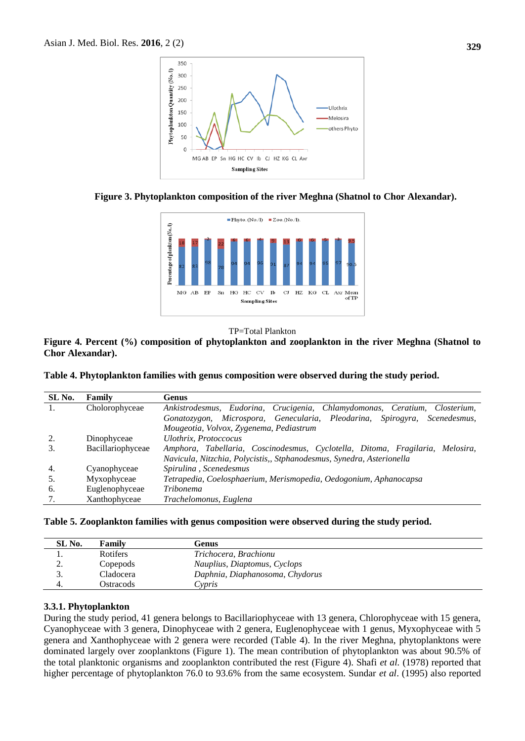**Figure 3. Phytoplankton composition of the river Meghna (Shatnol to Chor Alexandar).**

TP=Total Plankton

**Figure 4. Percent (%) composition of phytoplankton and zooplankton in the river Meghna (Shatnol to Chor Alexandar).**

**Table 4. Phytoplankton families with genus composition were observed during the study period.**

| SL No. | Family | Genus |
|---|---|---|
| 1. | Cholorophyceae | *Ankistrodesmus, Eudorina, Crucigenia, Chlamydomonas, Ceratium, Closterium, Gonatozygon, Microspora, Genecularia, Pleodarina, Spirogyra, Scenedesmus, Mougeotia, Volvox, Zygenema, Pediastrum* |
| 2. | Dinophyceae | *Ulothrix, Protoccocus* |
| 3. | Bacillariophyceae | *Amphora, Tabellaria, Coscinodesmus, Cyclotella, Ditoma, Fragilaria, Melosira, Navicula, Nitzchia, Polycistis,, Stphanodesmus, Synedra, Asterionella* |
| 4. | Cyanophyceae | *Spirulina , Scenedesmus* |
| 5. | Myxophyceae | *Tetrapedia, Coelosphaerium, Merismopedia, Oedogonium, Aphanocapsa* |
| 6. | Euglenophyceae | *Tribonema* |
| 7. | Xanthophyceae | *Trachelomonus, Euglena* |

**Table 5. Zooplankton families with genus composition were observed during the study period.**

| SL No. | Family | Genus |
|---|---|---|
| 1. | Rotifers | *Trichocera, Brachionu* |
| 2. | Copepods | *Nauplius, Diaptomus, Cyclops* |
| 3. | Cladocera | *Daphnia, Diaphanosoma, Chydorus* |
| 4. | Ostracods | *Cypris* |

### 3.3.1. Phytoplankton

During the study period, 41 genera belongs to Bacillariophyceae with 13 genera, Chlorophyceae with 15 genera, Cyanophyceae with 3 genera, Dinophyceae with 2 genera, Euglenophyceae with 1 genus, Myxophyceae with 5 genera and Xanthophyceae with 2 genera were recorded (Table 4). In the river Meghna, phytoplanktons were dominated largely over zooplanktons (Figure 1). The mean contribution of phytoplankton was about 90.5% of the total planktonic organisms and zooplankton contributed the rest (Figure 4). Shafi *et al.* (1978) reported that higher percentage of phytoplankton 76.0 to 93.6% from the same ecosystem. Sundar *et al*. (1995) also reported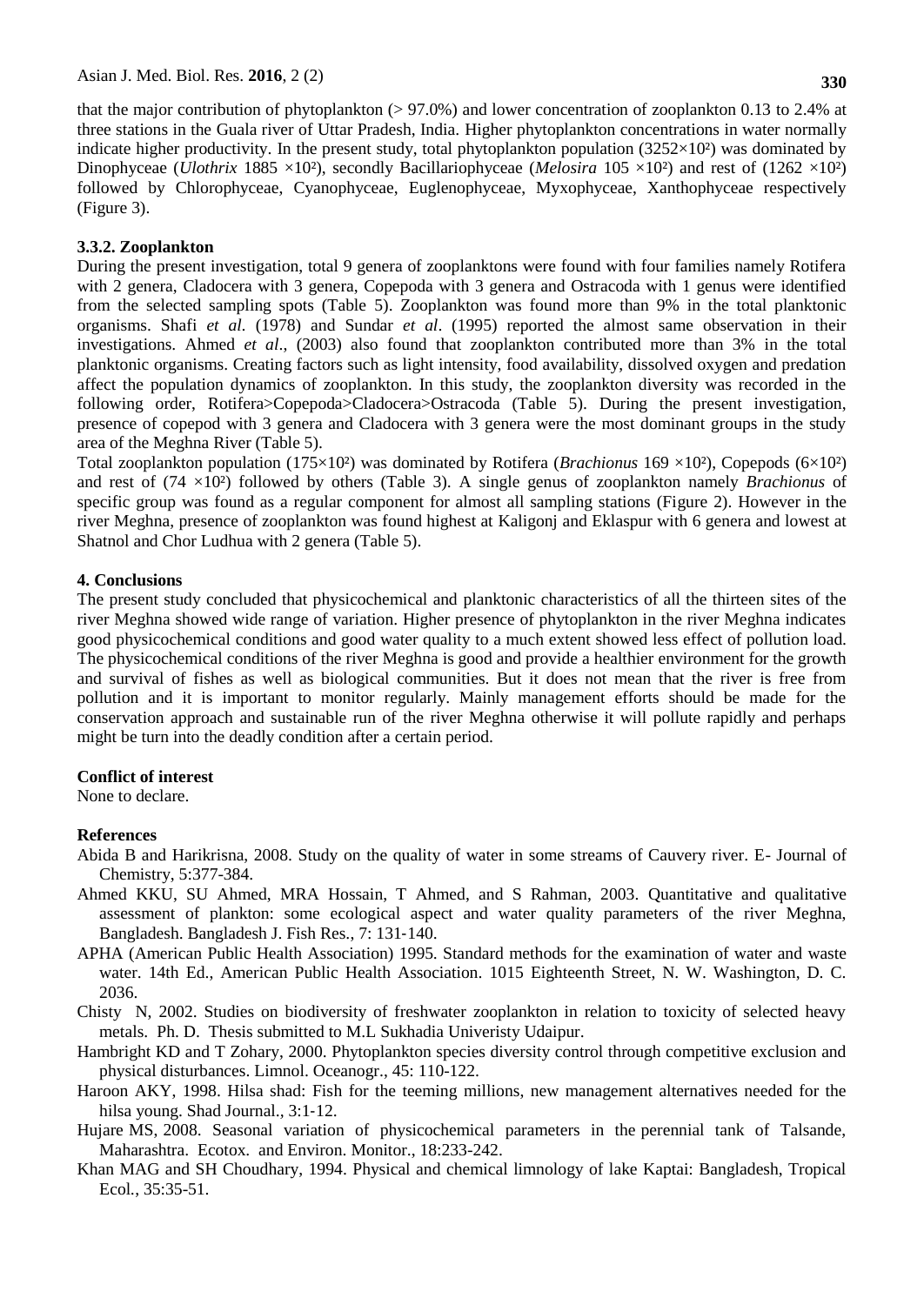that the major contribution of phytoplankton (> 97.0%) and lower concentration of zooplankton 0.13 to 2.4% at three stations in the Guala river of Uttar Pradesh, India. Higher phytoplankton concentrations in water normally indicate higher productivity. In the present study, total phytoplankton population ($3252\times10^2$) was dominated by Dinophyceae (*Ulothrix* 1885 $\times10^2$), secondly Bacillariophyceae (*Melosira* 105 $\times10^2$) and rest of (1262 $\times10^2$) followed by Chlorophyceae, Cyanophyceae, Euglenophyceae, Myxophyceae, Xanthophyceae respectively (Figure 3).

### 3.3.2. Zooplankton

During the present investigation, total 9 genera of zooplanktons were found with four families namely Rotifera with 2 genera, Cladocera with 3 genera, Copepoda with 3 genera and Ostracoda with 1 genus were identified from the selected sampling spots (Table 5). Zooplankton was found more than 9% in the total planktonic organisms. Shafi *et al*. (1978) and Sundar *et al*. (1995) reported the almost same observation in their investigations. Ahmed *et al*., (2003) also found that zooplankton contributed more than 3% in the total planktonic organisms. Creating factors such as light intensity, food availability, dissolved oxygen and predation affect the population dynamics of zooplankton. In this study, the zooplankton diversity was recorded in the following order, Rotifera>Copepoda>Cladocera>Ostracoda (Table 5). During the present investigation, presence of copepod with 3 genera and Cladocera with 3 genera were the most dominant groups in the study area of the Meghna River (Table 5).

Total zooplankton population ($175\times10^2$) was dominated by Rotifera (*Brachionus* 169 $\times10^2$), Copepods ($6\times10^2$) and rest of (74 $\times10^2$) followed by others (Table 3). A single genus of zooplankton namely *Brachionus* of specific group was found as a regular component for almost all sampling stations (Figure 2). However in the river Meghna, presence of zooplankton was found highest at Kaligonj and Eklaspur with 6 genera and lowest at Shatnol and Chor Ludhua with 2 genera (Table 5).

## 4. Conclusions

The present study concluded that physicochemical and planktonic characteristics of all the thirteen sites of the river Meghna showed wide range of variation. Higher presence of phytoplankton in the river Meghna indicates good physicochemical conditions and good water quality to a much extent showed less effect of pollution load. The physicochemical conditions of the river Meghna is good and provide a healthier environment for the growth and survival of fishes as well as biological communities. But it does not mean that the river is free from pollution and it is important to monitor regularly. Mainly management efforts should be made for the conservation approach and sustainable run of the river Meghna otherwise it will pollute rapidly and perhaps might be turn into the deadly condition after a certain period.

## Conflict of interest

None to declare.

## References

Abida B and Harikrisna, 2008. Study on the quality of water in some streams of Cauvery river. E- Journal of Chemistry, 5:377-384.

Ahmed KKU, SU Ahmed, MRA Hossain, T Ahmed, and S Rahman, 2003. Quantitative and qualitative assessment of plankton: some ecological aspect and water quality parameters of the river Meghna, Bangladesh. Bangladesh J. Fish Res., 7: 131-140.

APHA (American Public Health Association) 1995. Standard methods for the examination of water and waste water. 14th Ed., American Public Health Association. 1015 Eighteenth Street, N. W. Washington, D. C. 2036.

Chisty N, 2002. Studies on biodiversity of freshwater zooplankton in relation to toxicity of selected heavy metals. Ph. D. Thesis submitted to M.L Sukhadia Univeristy Udaipur.

Hambright KD and T Zohary, 2000. Phytoplankton species diversity control through competitive exclusion and physical disturbances. Limnol. Oceanogr., 45: 110-122.

Haroon AKY, 1998. Hilsa shad: Fish for the teeming millions, new management alternatives needed for the hilsa young. Shad Journal., 3:1-12.

Hujare MS, 2008. Seasonal variation of physicochemical parameters in the perennial tank of Talsande, Maharashtra. Ecotox. and Environ. Monitor., 18:233-242.

Khan MAG and SH Choudhary, 1994. Physical and chemical limnology of lake Kaptai: Bangladesh, Tropical Ecol., 35:35-51.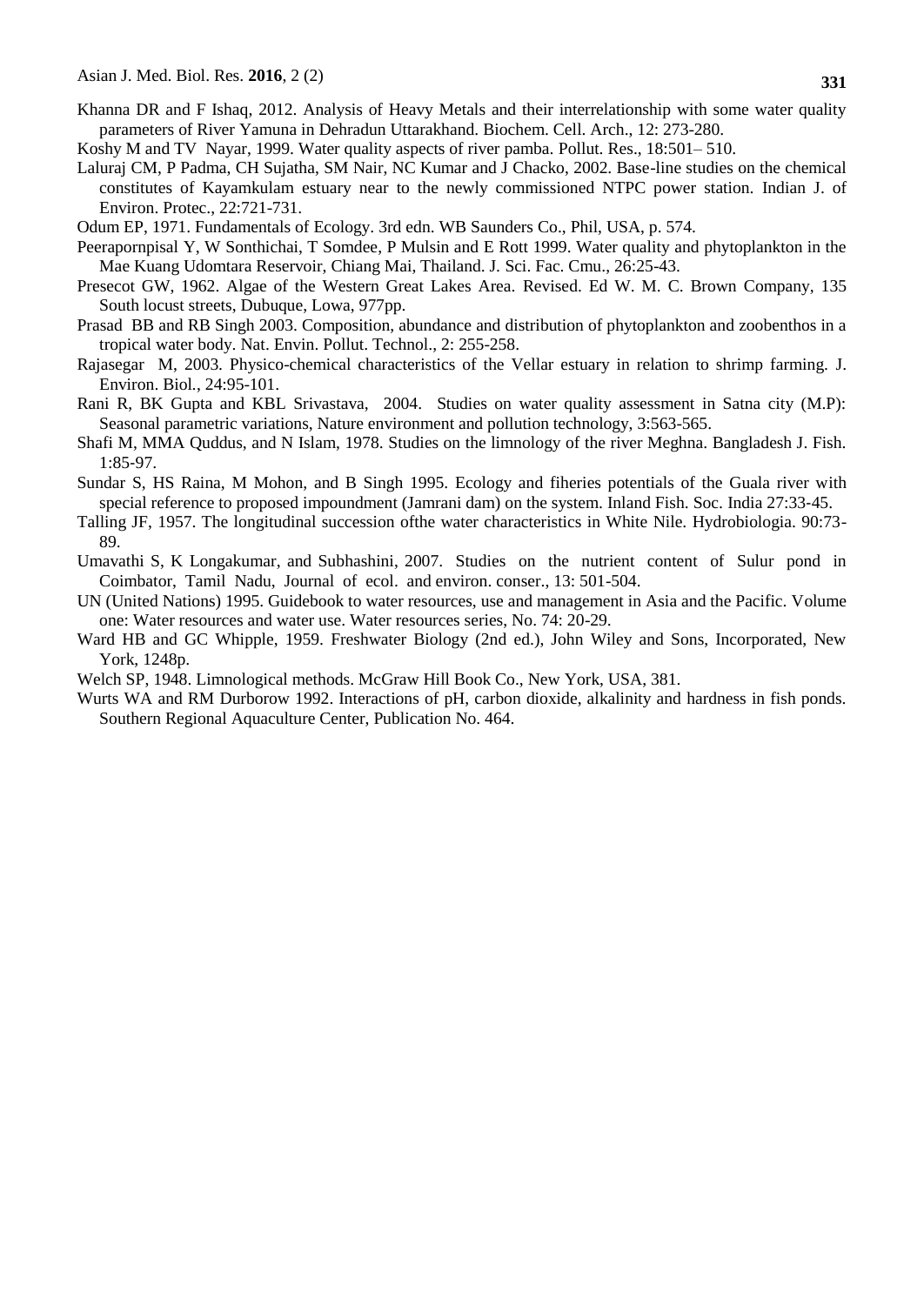Khanna DR and F Ishaq, 2012. Analysis of Heavy Metals and their interrelationship with some water quality parameters of River Yamuna in Dehradun Uttarakhand. Biochem. Cell. Arch., 12: 273-280.

Koshy M and TV Nayar, 1999. Water quality aspects of river pamba. Pollut. Res., 18:501– 510.

Laluraj CM, P Padma, CH Sujatha, SM Nair, NC Kumar and J Chacko, 2002. Base-line studies on the chemical constitutes of Kayamkulam estuary near to the newly commissioned NTPC power station. Indian J. of Environ. Protec., 22:721-731.

Odum EP, 1971. Fundamentals of Ecology. 3rd edn. WB Saunders Co., Phil, USA, p. 574.

Peerapornpisal Y, W Sonthichai, T Somdee, P Mulsin and E Rott 1999. Water quality and phytoplankton in the Mae Kuang Udomtara Reservoir, Chiang Mai, Thailand. J. Sci. Fac. Cmu., 26:25-43.

Presecot GW, 1962. Algae of the Western Great Lakes Area. Revised. Ed W. M. C. Brown Company, 135 South locust streets, Dubuque, Lowa, 977pp.

Prasad BB and RB Singh 2003. Composition, abundance and distribution of phytoplankton and zoobenthos in a tropical water body. Nat. Envin. Pollut. Technol., 2: 255-258.

Rajasegar M, 2003. Physico-chemical characteristics of the Vellar estuary in relation to shrimp farming. J. Environ. Biol., 24:95-101.

Rani R, BK Gupta and KBL Srivastava, 2004. Studies on water quality assessment in Satna city (M.P): Seasonal parametric variations, Nature environment and pollution technology, 3:563-565.

Shafi M, MMA Quddus, and N Islam, 1978. Studies on the limnology of the river Meghna. Bangladesh J. Fish. 1:85-97.

Sundar S, HS Raina, M Mohon, and B Singh 1995. Ecology and fiheries potentials of the Guala river with special reference to proposed impoundment (Jamrani dam) on the system. Inland Fish. Soc. India 27:33-45.

Talling JF, 1957. The longitudinal succession ofthe water characteristics in White Nile. Hydrobiologia. 90:73-89.

Umavathi S, K Longakumar, and Subhashini, 2007. Studies on the nutrient content of Sulur pond in Coimbator, Tamil Nadu, Journal of ecol. and environ. conser., 13: 501-504.

UN (United Nations) 1995. Guidebook to water resources, use and management in Asia and the Pacific. Volume one: Water resources and water use. Water resources series, No. 74: 20-29.

Ward HB and GC Whipple, 1959. Freshwater Biology (2nd ed.), John Wiley and Sons, Incorporated, New York, 1248p.

Welch SP, 1948. Limnological methods. McGraw Hill Book Co., New York, USA, 381.

Wurts WA and RM Durborow 1992. Interactions of pH, carbon dioxide, alkalinity and hardness in fish ponds. Southern Regional Aquaculture Center, Publication No. 464.